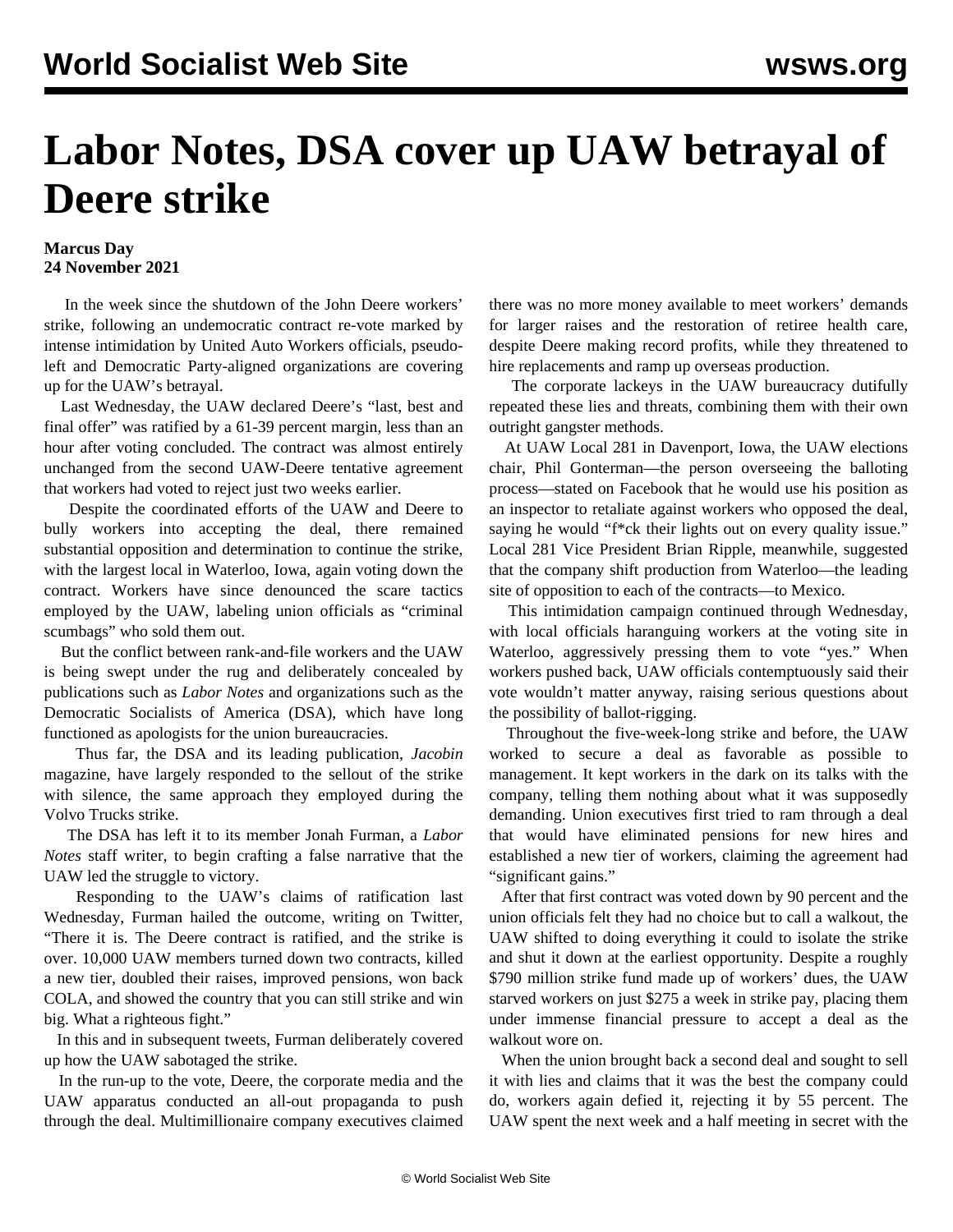# Labor Notes, DSA cover up UAW betrayal of Deere strike

**Marcus Day**
**24 November 2021**

In the week since the shutdown of the John Deere workers' strike, following an undemocratic contract re-vote marked by intense intimidation by United Auto Workers officials, pseudo-left and Democratic Party-aligned organizations are covering up for the UAW's betrayal.

Last Wednesday, the UAW declared Deere's "last, best and final offer" was ratified by a 61-39 percent margin, less than an hour after voting concluded. The contract was almost entirely unchanged from the second UAW-Deere tentative agreement that workers had voted to reject just two weeks earlier.

Despite the coordinated efforts of the UAW and Deere to bully workers into accepting the deal, there remained substantial opposition and determination to continue the strike, with the largest local in Waterloo, Iowa, again voting down the contract. Workers have since denounced the scare tactics employed by the UAW, labeling union officials as "criminal scumbags" who sold them out.

But the conflict between rank-and-file workers and the UAW is being swept under the rug and deliberately concealed by publications such as *Labor Notes* and organizations such as the Democratic Socialists of America (DSA), which have long functioned as apologists for the union bureaucracies.

Thus far, the DSA and its leading publication, *Jacobin* magazine, have largely responded to the sellout of the strike with silence, the same approach they employed during the Volvo Trucks strike.

The DSA has left it to its member Jonah Furman, a *Labor Notes* staff writer, to begin crafting a false narrative that the UAW led the struggle to victory.

Responding to the UAW's claims of ratification last Wednesday, Furman hailed the outcome, writing on Twitter, "There it is. The Deere contract is ratified, and the strike is over. 10,000 UAW members turned down two contracts, killed a new tier, doubled their raises, improved pensions, won back COLA, and showed the country that you can still strike and win big. What a righteous fight."

In this and in subsequent tweets, Furman deliberately covered up how the UAW sabotaged the strike.

In the run-up to the vote, Deere, the corporate media and the UAW apparatus conducted an all-out propaganda to push through the deal. Multimillionaire company executives claimed there was no more money available to meet workers' demands for larger raises and the restoration of retiree health care, despite Deere making record profits, while they threatened to hire replacements and ramp up overseas production.

The corporate lackeys in the UAW bureaucracy dutifully repeated these lies and threats, combining them with their own outright gangster methods.

At UAW Local 281 in Davenport, Iowa, the UAW elections chair, Phil Gonterman—the person overseeing the balloting process—stated on Facebook that he would use his position as an inspector to retaliate against workers who opposed the deal, saying he would "f*ck their lights out on every quality issue." Local 281 Vice President Brian Ripple, meanwhile, suggested that the company shift production from Waterloo—the leading site of opposition to each of the contracts—to Mexico.

This intimidation campaign continued through Wednesday, with local officials haranguing workers at the voting site in Waterloo, aggressively pressing them to vote "yes." When workers pushed back, UAW officials contemptuously said their vote wouldn't matter anyway, raising serious questions about the possibility of ballot-rigging.

Throughout the five-week-long strike and before, the UAW worked to secure a deal as favorable as possible to management. It kept workers in the dark on its talks with the company, telling them nothing about what it was supposedly demanding. Union executives first tried to ram through a deal that would have eliminated pensions for new hires and established a new tier of workers, claiming the agreement had "significant gains."

After that first contract was voted down by 90 percent and the union officials felt they had no choice but to call a walkout, the UAW shifted to doing everything it could to isolate the strike and shut it down at the earliest opportunity. Despite a roughly $790 million strike fund made up of workers' dues, the UAW starved workers on just $275 a week in strike pay, placing them under immense financial pressure to accept a deal as the walkout wore on.

When the union brought back a second deal and sought to sell it with lies and claims that it was the best the company could do, workers again defied it, rejecting it by 55 percent. The UAW spent the next week and a half meeting in secret with the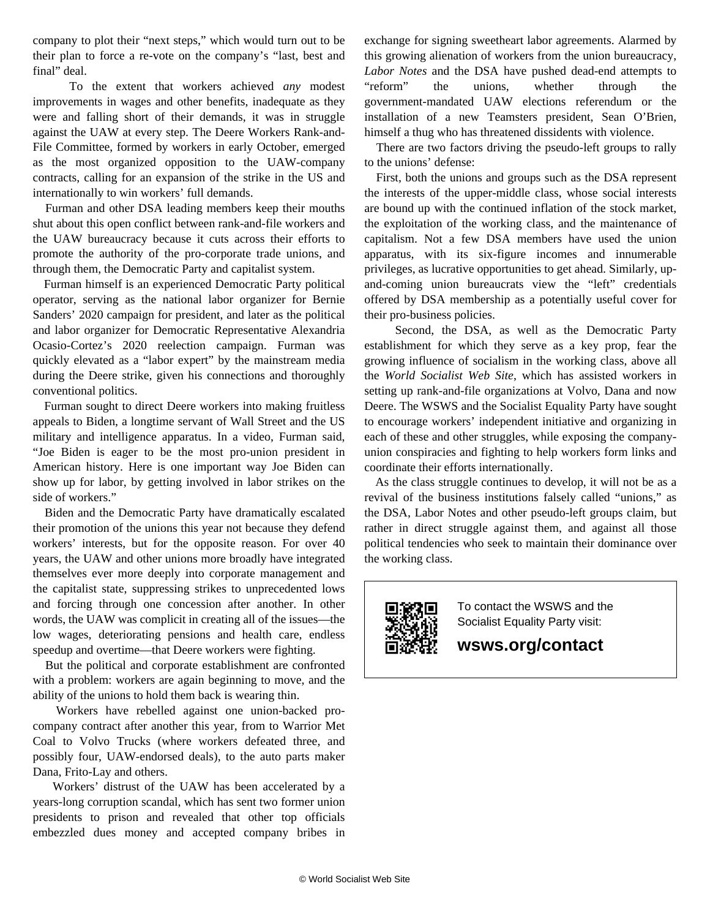company to plot their "next steps," which would turn out to be their plan to force a re-vote on the company's "last, best and final" deal.

To the extent that workers achieved *any* modest improvements in wages and other benefits, inadequate as they were and falling short of their demands, it was in struggle against the UAW at every step. The Deere Workers Rank-and-File Committee, formed by workers in early October, emerged as the most organized opposition to the UAW-company contracts, calling for an expansion of the strike in the US and internationally to win workers' full demands.

Furman and other DSA leading members keep their mouths shut about this open conflict between rank-and-file workers and the UAW bureaucracy because it cuts across their efforts to promote the authority of the pro-corporate trade unions, and through them, the Democratic Party and capitalist system.

Furman himself is an experienced Democratic Party political operator, serving as the national labor organizer for Bernie Sanders' 2020 campaign for president, and later as the political and labor organizer for Democratic Representative Alexandria Ocasio-Cortez's 2020 reelection campaign. Furman was quickly elevated as a "labor expert" by the mainstream media during the Deere strike, given his connections and thoroughly conventional politics.

Furman sought to direct Deere workers into making fruitless appeals to Biden, a longtime servant of Wall Street and the US military and intelligence apparatus. In a video, Furman said, "Joe Biden is eager to be the most pro-union president in American history. Here is one important way Joe Biden can show up for labor, by getting involved in labor strikes on the side of workers."

Biden and the Democratic Party have dramatically escalated their promotion of the unions this year not because they defend workers' interests, but for the opposite reason. For over 40 years, the UAW and other unions more broadly have integrated themselves ever more deeply into corporate management and the capitalist state, suppressing strikes to unprecedented lows and forcing through one concession after another. In other words, the UAW was complicit in creating all of the issues—the low wages, deteriorating pensions and health care, endless speedup and overtime—that Deere workers were fighting.

But the political and corporate establishment are confronted with a problem: workers are again beginning to move, and the ability of the unions to hold them back is wearing thin.

Workers have rebelled against one union-backed pro-company contract after another this year, from to Warrior Met Coal to Volvo Trucks (where workers defeated three, and possibly four, UAW-endorsed deals), to the auto parts maker Dana, Frito-Lay and others.

Workers' distrust of the UAW has been accelerated by a years-long corruption scandal, which has sent two former union presidents to prison and revealed that other top officials embezzled dues money and accepted company bribes in exchange for signing sweetheart labor agreements. Alarmed by this growing alienation of workers from the union bureaucracy, *Labor Notes* and the DSA have pushed dead-end attempts to "reform" the unions, whether through the government-mandated UAW elections referendum or the installation of a new Teamsters president, Sean O'Brien, himself a thug who has threatened dissidents with violence.

There are two factors driving the pseudo-left groups to rally to the unions' defense:

First, both the unions and groups such as the DSA represent the interests of the upper-middle class, whose social interests are bound up with the continued inflation of the stock market, the exploitation of the working class, and the maintenance of capitalism. Not a few DSA members have used the union apparatus, with its six-figure incomes and innumerable privileges, as lucrative opportunities to get ahead. Similarly, up-and-coming union bureaucrats view the "left" credentials offered by DSA membership as a potentially useful cover for their pro-business policies.

Second, the DSA, as well as the Democratic Party establishment for which they serve as a key prop, fear the growing influence of socialism in the working class, above all the *World Socialist Web Site*, which has assisted workers in setting up rank-and-file organizations at Volvo, Dana and now Deere. The WSWS and the Socialist Equality Party have sought to encourage workers' independent initiative and organizing in each of these and other struggles, while exposing the company-union conspiracies and fighting to help workers form links and coordinate their efforts internationally.

As the class struggle continues to develop, it will not be as a revival of the business institutions falsely called "unions," as the DSA, Labor Notes and other pseudo-left groups claim, but rather in direct struggle against them, and against all those political tendencies who seek to maintain their dominance over the working class.

To contact the WSWS and the Socialist Equality Party visit:

**wsws.org/contact**